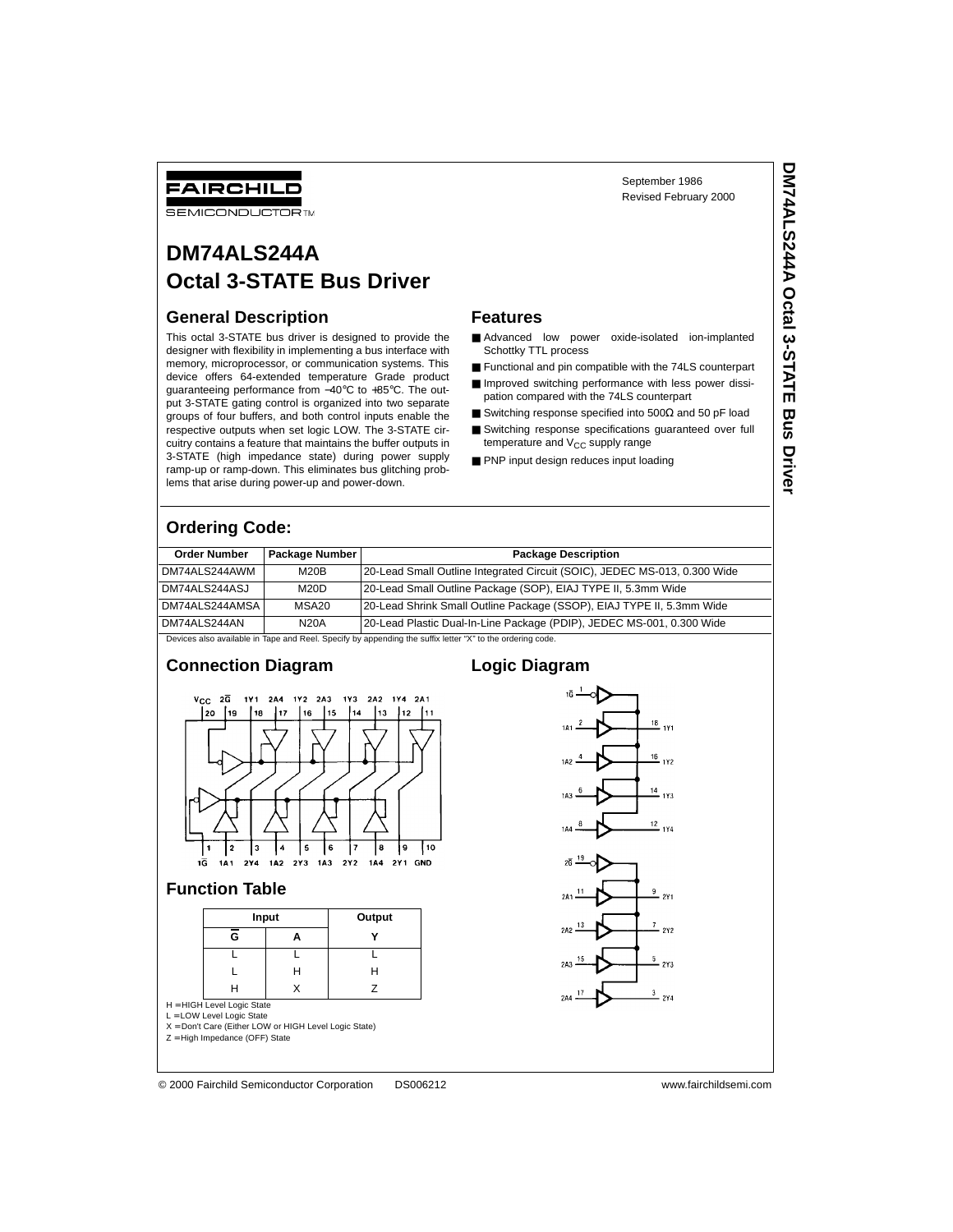FAIRCHILD

SEMICONDUCTOR™

September 1986
Revised February 2000

# DM74ALS244A Octal 3-STATE Bus Driver

## General Description

This octal 3-STATE bus driver is designed to provide the designer with flexibility in implementing a bus interface with memory, microprocessor, or communication systems. This device offers 64-extended temperature Grade product guaranteeing performance from −40°C to +85°C. The output 3-STATE gating control is organized into two separate groups of four buffers, and both control inputs enable the respective outputs when set logic LOW. The 3-STATE circuitry contains a feature that maintains the buffer outputs in 3-STATE (high impedance state) during power supply ramp-up or ramp-down. This eliminates bus glitching problems that arise during power-up and power-down.

## Features

- Advanced low power oxide-isolated ion-implanted Schottky TTL process
- Functional and pin compatible with the 74LS counterpart
- Improved switching performance with less power dissipation compared with the 74LS counterpart
- Switching response specified into 500Ω and 50 pF load
- Switching response specifications guaranteed over full temperature and $V_{CC}$ supply range
- PNP input design reduces input loading

## Ordering Code:

| Order Number | Package Number | Package Description |
|---|---|---|
| DM74ALS244AWM | M20B | 20-Lead Small Outline Integrated Circuit (SOIC), JEDEC MS-013, 0.300 Wide |
| DM74ALS244ASJ | M20D | 20-Lead Small Outline Package (SOP), EIAJ TYPE II, 5.3mm Wide |
| DM74ALS244AMSA | MSA20 | 20-Lead Shrink Small Outline Package (SSOP), EIAJ TYPE II, 5.3mm Wide |
| DM74ALS244AN | N20A | 20-Lead Plastic Dual-In-Line Package (PDIP), JEDEC MS-001, 0.300 Wide |

Devices also available in Tape and Reel. Specify by appending the suffix letter "X" to the ordering code.

## Connection Diagram

## Logic Diagram

## Function Table

| Input | | Output |
|---|---|---|
| $\overline{G}$ | A | Y |
| L | L | L |
| L | H | H |
| H | X | Z |

H = HIGH Level Logic State
L = LOW Level Logic State
X = Don't Care (Either LOW or HIGH Level Logic State)
Z = High Impedance (OFF) State

© 2000 Fairchild Semiconductor Corporation DS006212 www.fairchildsemi.com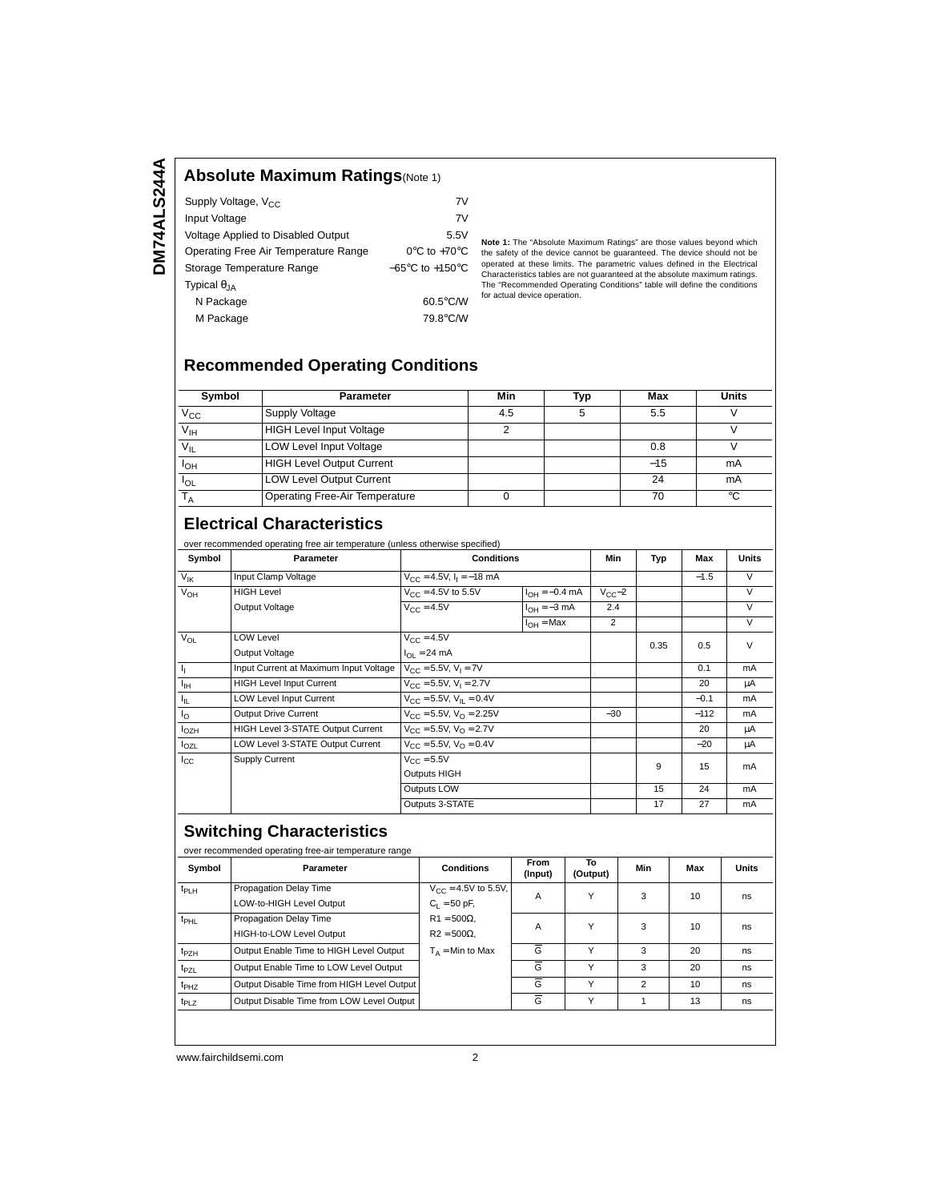## Absolute Maximum Ratings (Note 1)

| | |
|---|---|
| Supply Voltage, $V_{CC}$ | 7V |
| Input Voltage | 7V |
| Voltage Applied to Disabled Output | 5.5V |
| Operating Free Air Temperature Range | 0°C to +70°C |
| Storage Temperature Range | −65°C to +150°C |
| Typical $\theta_{JA}$ | |
| N Package | 60.5°C/W |
| M Package | 79.8°C/W |

**Note 1:** The "Absolute Maximum Ratings" are those values beyond which the safety of the device cannot be guaranteed. The device should not be operated at these limits. The parametric values defined in the Electrical Characteristics tables are not guaranteed at the absolute maximum ratings. The "Recommended Operating Conditions" table will define the conditions for actual device operation.

## Recommended Operating Conditions

| Symbol | Parameter | Min | Typ | Max | Units |
|---|---|---|---|---|---|
| $V_{CC}$ | Supply Voltage | 4.5 | 5 | 5.5 | V |
| $V_{IH}$ | HIGH Level Input Voltage | 2 | | | V |
| $V_{IL}$ | LOW Level Input Voltage | | | 0.8 | V |
| $I_{OH}$ | HIGH Level Output Current | | | −15 | mA |
| $I_{OL}$ | LOW Level Output Current | | | 24 | mA |
| $T_A$ | Operating Free-Air Temperature | 0 | | 70 | °C |

## Electrical Characteristics

over recommended operating free air temperature (unless otherwise specified)

| Symbol | Parameter | Conditions | | Min | Typ | Max | Units |
|---|---|---|---|---|---|---|---|
| $V_{IK}$ | Input Clamp Voltage | $V_{CC} = 4.5V$, $I_I = -18$ mA | | | | −1.5 | V |
| $V_{OH}$ | HIGH Level Output Voltage | $V_{CC} = 4.5V$ to 5.5V | $I_{OH} = -0.4$ mA | $V_{CC}-2$ | | | V |
| | | $V_{CC} = 4.5V$ | $I_{OH} = -3$ mA | 2.4 | | | V |
| | | | $I_{OH} = $ Max | 2 | | | V |
| $V_{OL}$ | LOW Level Output Voltage | $V_{CC} = 4.5V$, $I_{OL} = 24$ mA | | | 0.35 | 0.5 | V |
| $I_I$ | Input Current at Maximum Input Voltage | $V_{CC} = 5.5V$, $V_I = 7V$ | | | | 0.1 | mA |
| $I_{IH}$ | HIGH Level Input Current | $V_{CC} = 5.5V$, $V_I = 2.7V$ | | | | 20 | μA |
| $I_{IL}$ | LOW Level Input Current | $V_{CC} = 5.5V$, $V_{IL} = 0.4V$ | | | | −0.1 | mA |
| $I_O$ | Output Drive Current | $V_{CC} = 5.5V$, $V_O = 2.25V$ | | −30 | | −112 | mA |
| $I_{OZH}$ | HIGH Level 3-STATE Output Current | $V_{CC} = 5.5V$, $V_O = 2.7V$ | | | | 20 | μA |
| $I_{OZL}$ | LOW Level 3-STATE Output Current | $V_{CC} = 5.5V$, $V_O = 0.4V$ | | | | −20 | μA |
| $I_{CC}$ | Supply Current | $V_{CC} = 5.5V$ Outputs HIGH | | | 9 | 15 | mA |
| | | Outputs LOW | | | 15 | 24 | mA |
| | | Outputs 3-STATE | | | 17 | 27 | mA |

## Switching Characteristics

over recommended operating free-air temperature range

| Symbol | Parameter | Conditions | From (Input) | To (Output) | Min | Max | Units |
|---|---|---|---|---|---|---|---|
| $t_{PLH}$ | Propagation Delay Time LOW-to-HIGH Level Output | $V_{CC} = 4.5V$ to 5.5V, | A | Y | 3 | 10 | ns |
| $t_{PHL}$ | Propagation Delay Time HIGH-to-LOW Level Output | $C_L = 50$ pF, R1 = 500Ω, R2 = 500Ω, | A | Y | 3 | 10 | ns |
| $t_{PZH}$ | Output Enable Time to HIGH Level Output | $T_A$ = Min to Max | $\overline{G}$ | Y | 3 | 20 | ns |
| $t_{PZL}$ | Output Enable Time to LOW Level Output | | $\overline{G}$ | Y | 3 | 20 | ns |
| $t_{PHZ}$ | Output Disable Time from HIGH Level Output | | $\overline{G}$ | Y | 2 | 10 | ns |
| $t_{PLZ}$ | Output Disable Time from LOW Level Output | | $\overline{G}$ | Y | 1 | 13 | ns |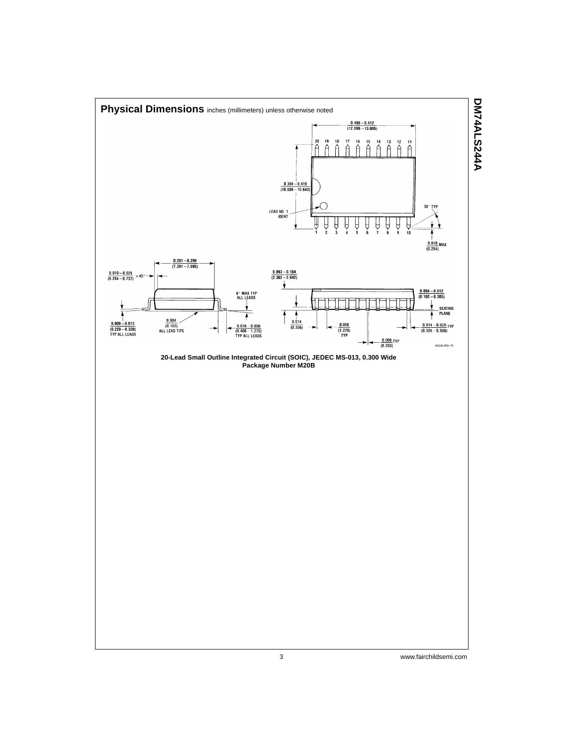# Physical Dimensions inches (millimeters) unless otherwise noted

0.495 – 0.512
(12.598 – 13.005)

20 19 18 17 16 15 14 13 12 11

0.394 – 0.419
(10.008 – 10.643)

LEAD NO. 1
IDENT

30° TYP

1 2 3 4 5 6 7 8 9 10

0.010 MAX
(0.254)

0.291 – 0.299
(7.391 – 7.595)

0.010 – 0.029
(0.254 – 0.737) × 45°

8° MAX TYP
ALL LEADS

0.009 – 0.013
(0.229 – 0.330)
TYP ALL LEADS

0.004
(0.102)
ALL LEAD TIPS

0.016 – 0.050
(0.406 – 1.270)
TYP ALL LEADS

0.093 – 0.104
(2.362 – 2.642)

0.004 – 0.012
(0.102 – 0.305)

SEATING
PLANE

0.014
(0.356)

0.050
(1.270)
TYP

0.014 – 0.020 TYP
(0.356 – 0.508)

0.008 TYP
(0.203)

M20B (REV F)

**20-Lead Small Outline Integrated Circuit (SOIC), JEDEC MS-013, 0.300 Wide**
**Package Number M20B**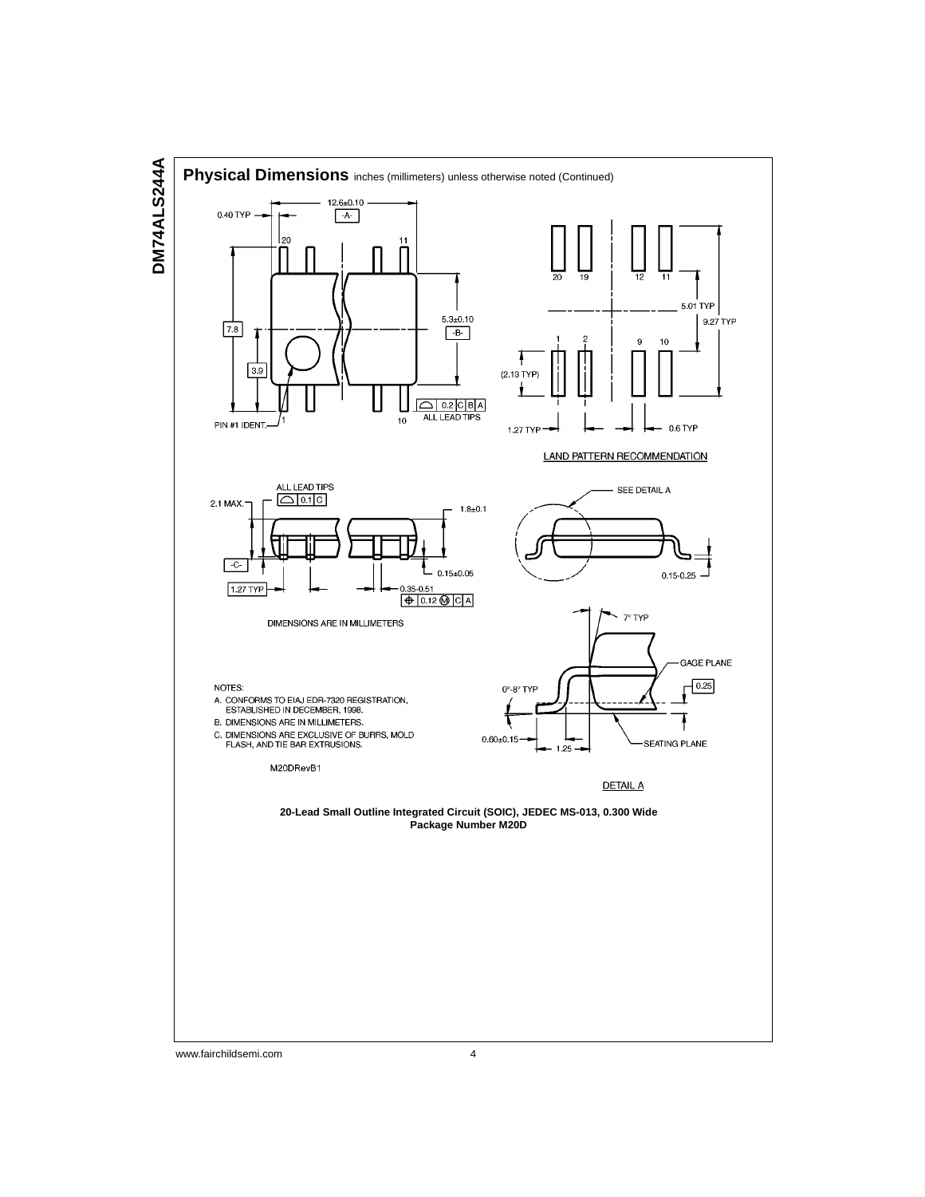## Physical Dimensions inches (millimeters) unless otherwise noted (Continued)

12.6±0.10
-A-
0.40 TYP
20
11
5.3±0.10
-B-
7.8
3.9
PIN #1 IDENT.
1
10
0.2 C B A
ALL LEAD TIPS

20 19 12 11
5.01 TYP
9.27 TYP
1 2 9 10
(2.13 TYP)
1.27 TYP
0.6 TYP

LAND PATTERN RECOMMENDATION

ALL LEAD TIPS
0.1 C
2.1 MAX.
1.8±0.1
-C-
0.15±0.05
1.27 TYP
0.35-0.51
0.12 M C A

DIMENSIONS ARE IN MILLIMETERS

SEE DETAIL A
0.15-0.25

7° TYP
GAGE PLANE
0.25
0°-8° TYP
0.60±0.15
1.25
SEATING PLANE

DETAIL A

NOTES:

A. CONFORMS TO EIAJ EDR-7320 REGISTRATION, ESTABLISHED IN DECEMBER, 1998.
B. DIMENSIONS ARE IN MILLIMETERS.
C. DIMENSIONS ARE EXCLUSIVE OF BURRS, MOLD FLASH, AND TIE BAR EXTRUSIONS.

M20DRevB1

**20-Lead Small Outline Integrated Circuit (SOIC), JEDEC MS-013, 0.300 Wide**
**Package Number M20D**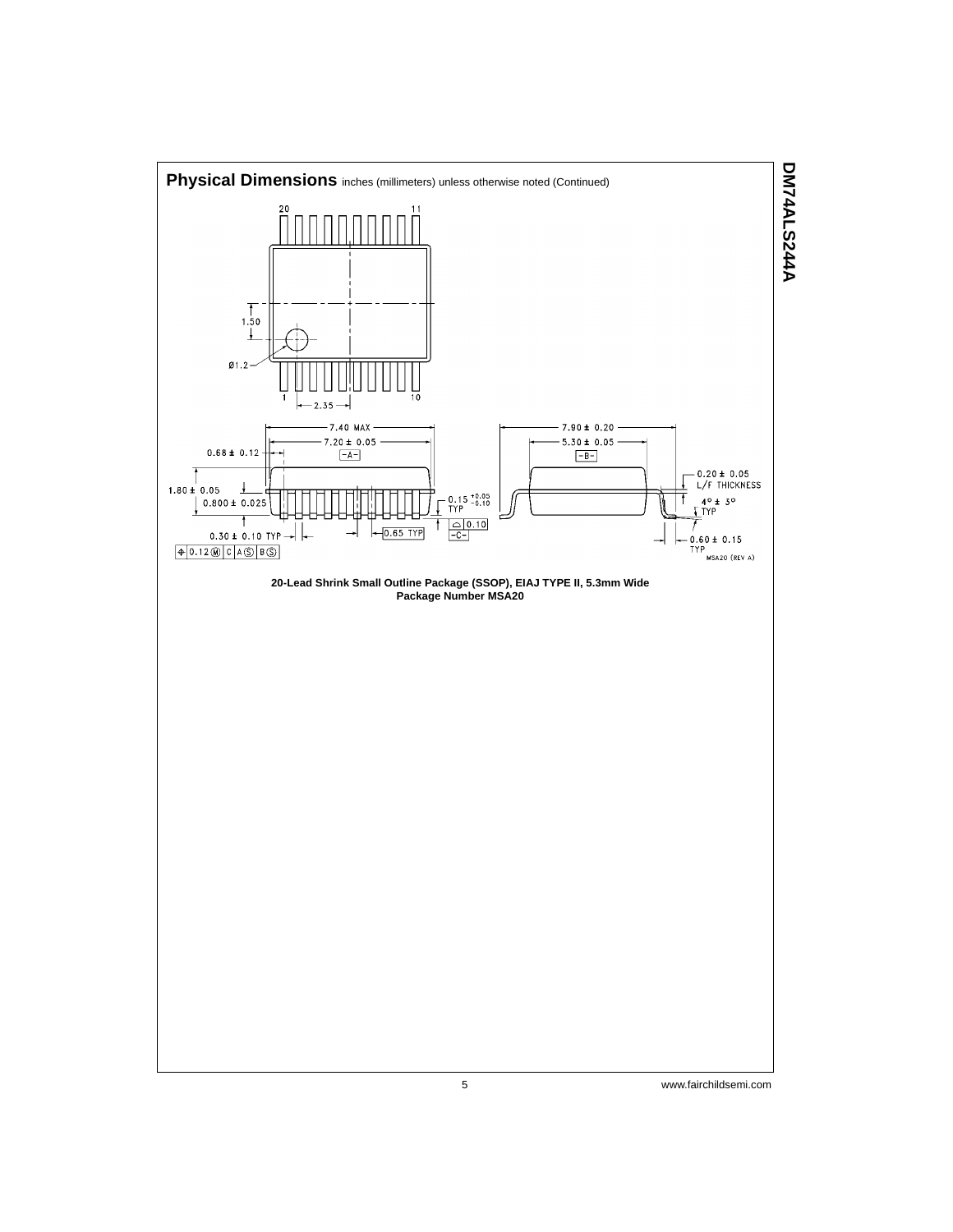## Physical Dimensions inches (millimeters) unless otherwise noted (Continued)

**20-Lead Shrink Small Outline Package (SSOP), EIAJ TYPE II, 5.3mm Wide**
**Package Number MSA20**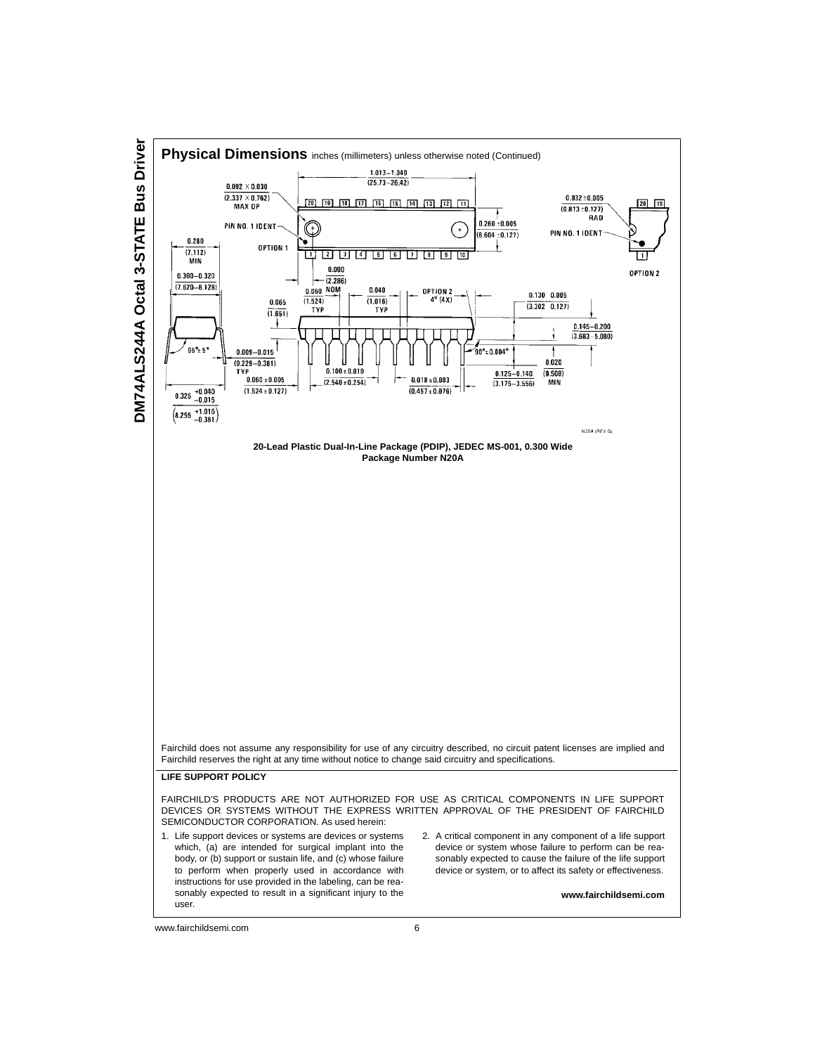## Physical Dimensions inches (millimeters) unless otherwise noted (Continued)

1.013–1.040
(25.73–26.42)

0.092 × 0.030
(2.337 × 0.762)
MAX DP

PIN NO. 1 IDENT

OPTION 1

0.032 ±0.005
(0.813 ±0.127)
RAD

PIN NO. 1 IDENT

OPTION 2

0.260 ±0.005
(6.604 ±0.127)

0.280
(7.112)
MIN

0.300–0.320
(7.620–8.128)

0.090
(2.286)

0.060 NOM
(1.524)

0.040
(1.016)
TYP

OPTION 2
4° (4X)

0.130 0.005
(3.302 0.127)

0.065
(1.651)

0.145–0.200
(3.683–5.080)

95° ± 5°

0.009–0.015
(0.229–0.381)
TYP

90° ± 0.004°

0.020
(0.508)
MIN

0.100 ± 0.010
(2.540 ± 0.254)

0.060 ± 0.005
(1.524 ± 0.127)

0.018 ± 0.003
(0.457 ± 0.076)

0.125–0.140
(3.175–3.556)

0.325 +0.040 −0.015
(8.255 +1.016 −0.381)

N20A (REV G)

**20-Lead Plastic Dual-In-Line Package (PDIP), JEDEC MS-001, 0.300 Wide**
**Package Number N20A**

Fairchild does not assume any responsibility for use of any circuitry described, no circuit patent licenses are implied and Fairchild reserves the right at any time without notice to change said circuitry and specifications.

**LIFE SUPPORT POLICY**

FAIRCHILD'S PRODUCTS ARE NOT AUTHORIZED FOR USE AS CRITICAL COMPONENTS IN LIFE SUPPORT DEVICES OR SYSTEMS WITHOUT THE EXPRESS WRITTEN APPROVAL OF THE PRESIDENT OF FAIRCHILD SEMICONDUCTOR CORPORATION. As used herein:

1. Life support devices or systems are devices or systems which, (a) are intended for surgical implant into the body, or (b) support or sustain life, and (c) whose failure to perform when properly used in accordance with instructions for use provided in the labeling, can be reasonably expected to result in a significant injury to the user.

2. A critical component in any component of a life support device or system whose failure to perform can be reasonably expected to cause the failure of the life support device or system, or to affect its safety or effectiveness.

**www.fairchildsemi.com**